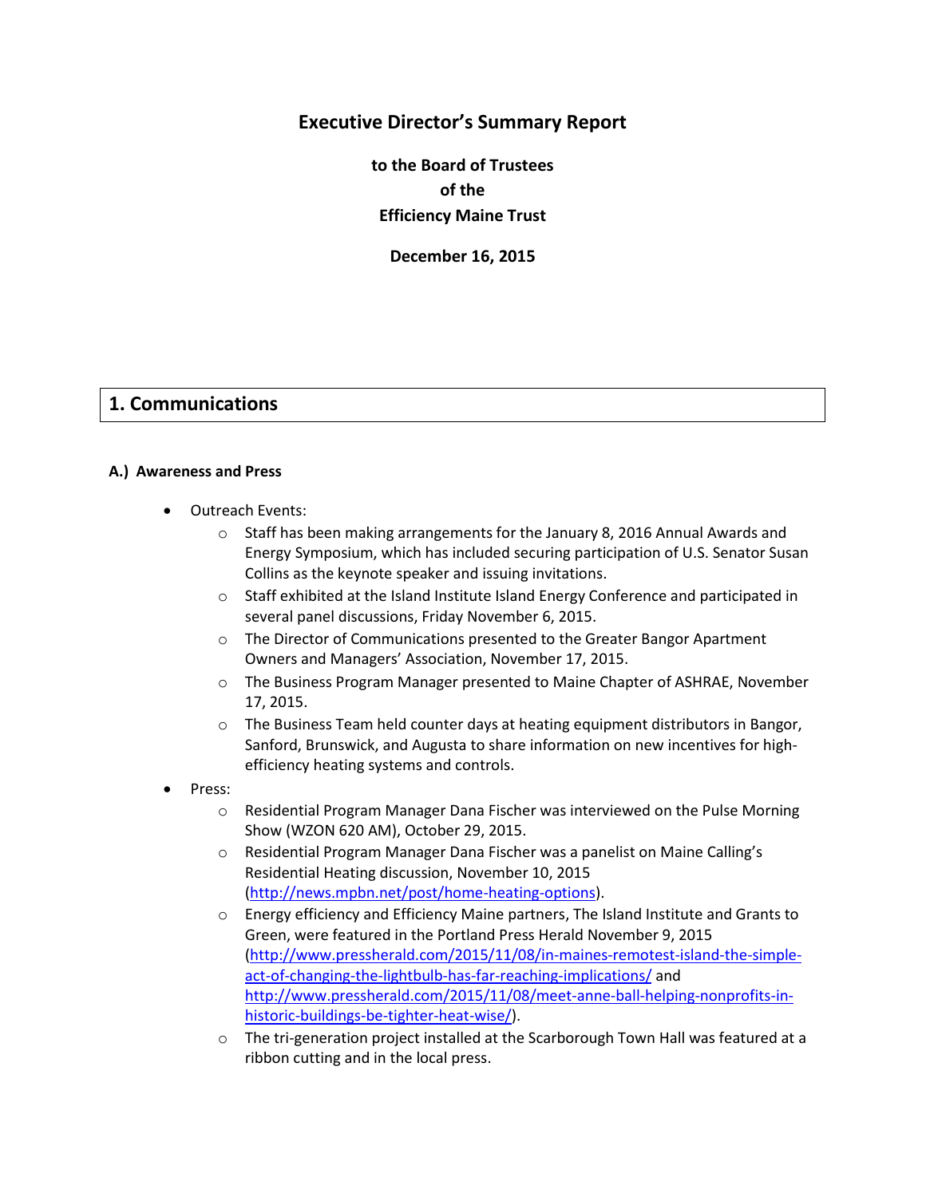# Executive Director's Summary Report

**to the Board of Trustees**
**of the**
**Efficiency Maine Trust**

**December 16, 2015**

## 1. Communications

### A.) Awareness and Press

- Outreach Events:
  - Staff has been making arrangements for the January 8, 2016 Annual Awards and Energy Symposium, which has included securing participation of U.S. Senator Susan Collins as the keynote speaker and issuing invitations.
  - Staff exhibited at the Island Institute Island Energy Conference and participated in several panel discussions, Friday November 6, 2015.
  - The Director of Communications presented to the Greater Bangor Apartment Owners and Managers' Association, November 17, 2015.
  - The Business Program Manager presented to Maine Chapter of ASHRAE, November 17, 2015.
  - The Business Team held counter days at heating equipment distributors in Bangor, Sanford, Brunswick, and Augusta to share information on new incentives for high-efficiency heating systems and controls.
- Press:
  - Residential Program Manager Dana Fischer was interviewed on the Pulse Morning Show (WZON 620 AM), October 29, 2015.
  - Residential Program Manager Dana Fischer was a panelist on Maine Calling's Residential Heating discussion, November 10, 2015 (http://news.mpbn.net/post/home-heating-options).
  - Energy efficiency and Efficiency Maine partners, The Island Institute and Grants to Green, were featured in the Portland Press Herald November 9, 2015 (http://www.pressherald.com/2015/11/08/in-maines-remotest-island-the-simple-act-of-changing-the-lightbulb-has-far-reaching-implications/ and http://www.pressherald.com/2015/11/08/meet-anne-ball-helping-nonprofits-in-historic-buildings-be-tighter-heat-wise/).
  - The tri-generation project installed at the Scarborough Town Hall was featured at a ribbon cutting and in the local press.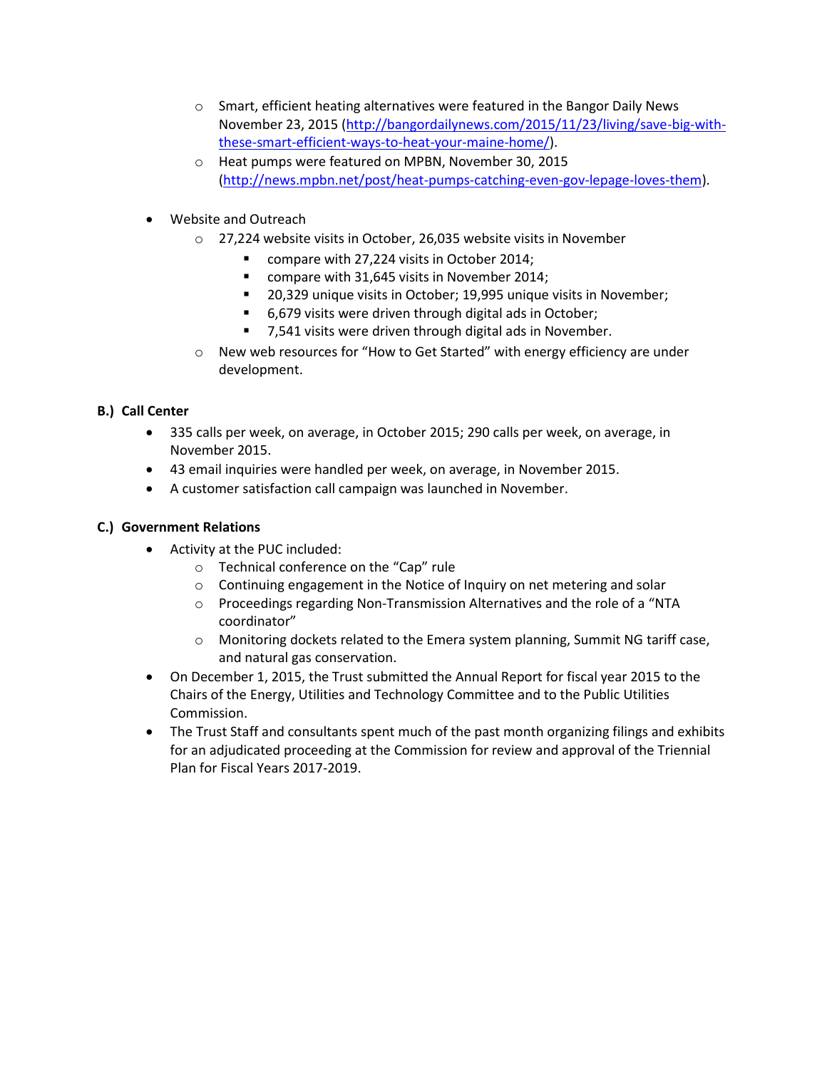- Smart, efficient heating alternatives were featured in the Bangor Daily News November 23, 2015 (http://bangordailynews.com/2015/11/23/living/save-big-with-these-smart-efficient-ways-to-heat-your-maine-home/).
  - Heat pumps were featured on MPBN, November 30, 2015 (http://news.mpbn.net/post/heat-pumps-catching-even-gov-lepage-loves-them).

- Website and Outreach
  - 27,224 website visits in October, 26,035 website visits in November
    - compare with 27,224 visits in October 2014;
    - compare with 31,645 visits in November 2014;
    - 20,329 unique visits in October; 19,995 unique visits in November;
    - 6,679 visits were driven through digital ads in October;
    - 7,541 visits were driven through digital ads in November.
  - New web resources for "How to Get Started" with energy efficiency are under development.

**B.) Call Center**

- 335 calls per week, on average, in October 2015; 290 calls per week, on average, in November 2015.
- 43 email inquiries were handled per week, on average, in November 2015.
- A customer satisfaction call campaign was launched in November.

**C.) Government Relations**

- Activity at the PUC included:
  - Technical conference on the "Cap" rule
  - Continuing engagement in the Notice of Inquiry on net metering and solar
  - Proceedings regarding Non-Transmission Alternatives and the role of a "NTA coordinator"
  - Monitoring dockets related to the Emera system planning, Summit NG tariff case, and natural gas conservation.
- On December 1, 2015, the Trust submitted the Annual Report for fiscal year 2015 to the Chairs of the Energy, Utilities and Technology Committee and to the Public Utilities Commission.
- The Trust Staff and consultants spent much of the past month organizing filings and exhibits for an adjudicated proceeding at the Commission for review and approval of the Triennial Plan for Fiscal Years 2017-2019.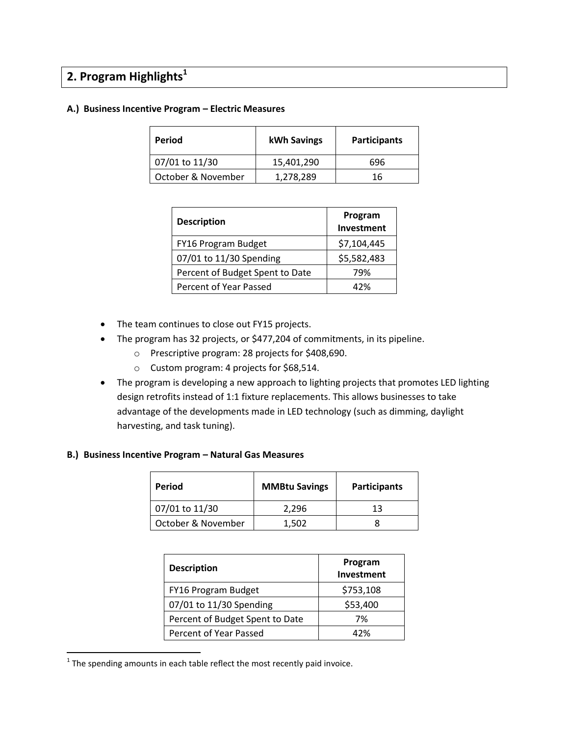## 2. Program Highlights[1]

### A.) Business Incentive Program – Electric Measures

| Period | kWh Savings | Participants |
|---|---|---|
| 07/01 to 11/30 | 15,401,290 | 696 |
| October & November | 1,278,289 | 16 |

| Description | Program Investment |
|---|---|
| FY16 Program Budget | $7,104,445 |
| 07/01 to 11/30 Spending | $5,582,483 |
| Percent of Budget Spent to Date | 79% |
| Percent of Year Passed | 42% |

- The team continues to close out FY15 projects.
- The program has 32 projects, or $477,204 of commitments, in its pipeline.
  - Prescriptive program: 28 projects for $408,690.
  - Custom program: 4 projects for $68,514.
- The program is developing a new approach to lighting projects that promotes LED lighting design retrofits instead of 1:1 fixture replacements. This allows businesses to take advantage of the developments made in LED technology (such as dimming, daylight harvesting, and task tuning).

### B.) Business Incentive Program – Natural Gas Measures

| Period | MMBtu Savings | Participants |
|---|---|---|
| 07/01 to 11/30 | 2,296 | 13 |
| October & November | 1,502 | 8 |

| Description | Program Investment |
|---|---|
| FY16 Program Budget | $753,108 |
| 07/01 to 11/30 Spending | $53,400 |
| Percent of Budget Spent to Date | 7% |
| Percent of Year Passed | 42% |

[1] The spending amounts in each table reflect the most recently paid invoice.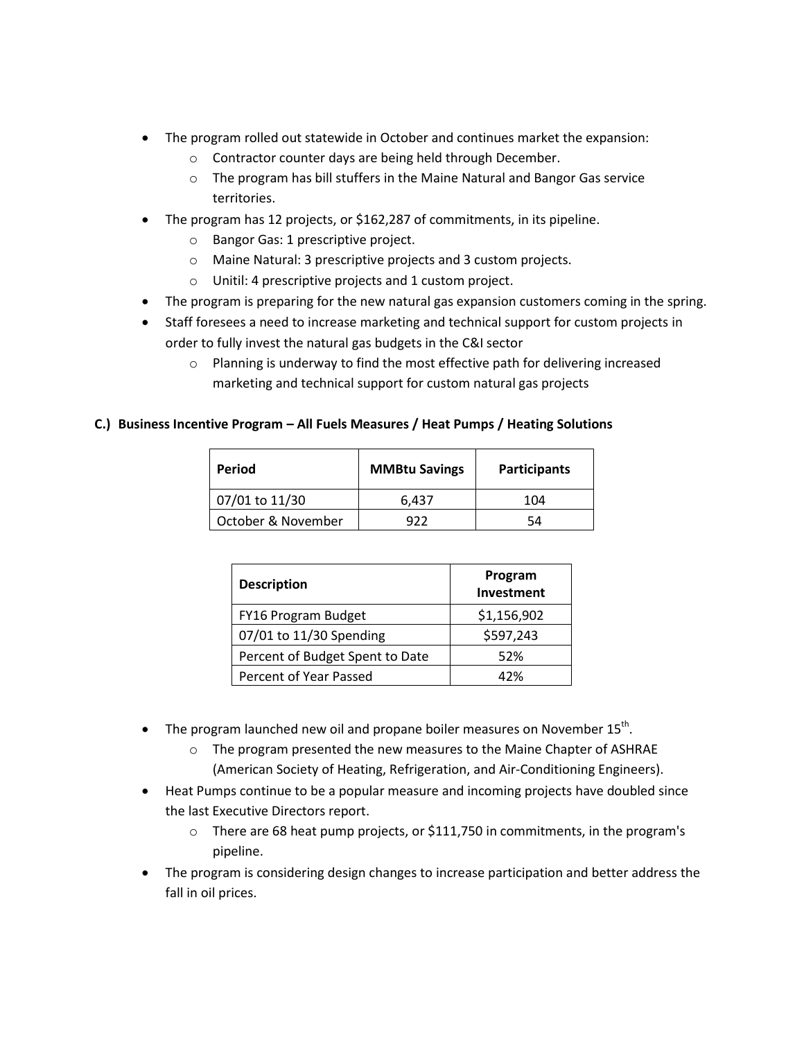- The program rolled out statewide in October and continues market the expansion:
  - Contractor counter days are being held through December.
  - The program has bill stuffers in the Maine Natural and Bangor Gas service territories.
- The program has 12 projects, or $162,287 of commitments, in its pipeline.
  - Bangor Gas: 1 prescriptive project.
  - Maine Natural: 3 prescriptive projects and 3 custom projects.
  - Unitil: 4 prescriptive projects and 1 custom project.
- The program is preparing for the new natural gas expansion customers coming in the spring.
- Staff foresees a need to increase marketing and technical support for custom projects in order to fully invest the natural gas budgets in the C&I sector
  - Planning is underway to find the most effective path for delivering increased marketing and technical support for custom natural gas projects

### C.) Business Incentive Program – All Fuels Measures / Heat Pumps / Heating Solutions

| Period | MMBtu Savings | Participants |
|---|---|---|
| 07/01 to 11/30 | 6,437 | 104 |
| October & November | 922 | 54 |

| Description | Program Investment |
|---|---|
| FY16 Program Budget | $1,156,902 |
| 07/01 to 11/30 Spending | $597,243 |
| Percent of Budget Spent to Date | 52% |
| Percent of Year Passed | 42% |

- The program launched new oil and propane boiler measures on November 15th.
  - The program presented the new measures to the Maine Chapter of ASHRAE (American Society of Heating, Refrigeration, and Air-Conditioning Engineers).
- Heat Pumps continue to be a popular measure and incoming projects have doubled since the last Executive Directors report.
  - There are 68 heat pump projects, or $111,750 in commitments, in the program's pipeline.
- The program is considering design changes to increase participation and better address the fall in oil prices.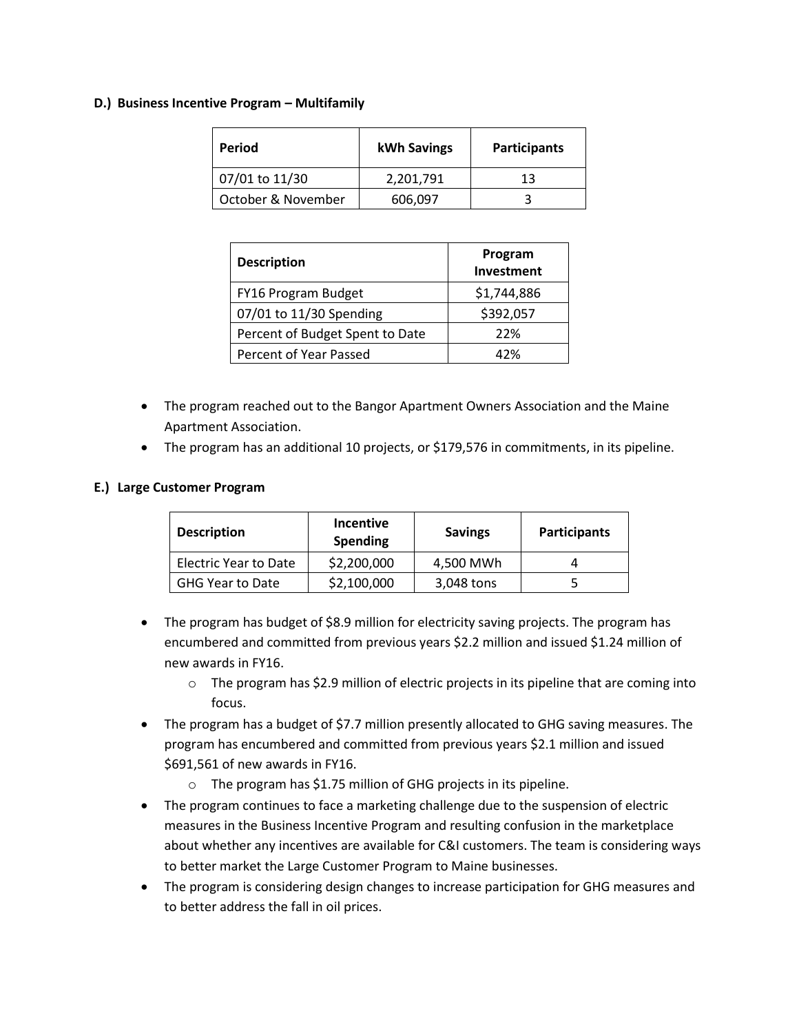**D.) Business Incentive Program – Multifamily**

| Period | kWh Savings | Participants |
|---|---|---|
| 07/01 to 11/30 | 2,201,791 | 13 |
| October & November | 606,097 | 3 |

| Description | Program Investment |
|---|---|
| FY16 Program Budget | $1,744,886 |
| 07/01 to 11/30 Spending | $392,057 |
| Percent of Budget Spent to Date | 22% |
| Percent of Year Passed | 42% |

- The program reached out to the Bangor Apartment Owners Association and the Maine Apartment Association.
- The program has an additional 10 projects, or $179,576 in commitments, in its pipeline.

**E.) Large Customer Program**

| Description | Incentive Spending | Savings | Participants |
|---|---|---|---|
| Electric Year to Date | $2,200,000 | 4,500 MWh | 4 |
| GHG Year to Date | $2,100,000 | 3,048 tons | 5 |

- The program has budget of $8.9 million for electricity saving projects. The program has encumbered and committed from previous years $2.2 million and issued $1.24 million of new awards in FY16.
  - The program has $2.9 million of electric projects in its pipeline that are coming into focus.
- The program has a budget of $7.7 million presently allocated to GHG saving measures. The program has encumbered and committed from previous years $2.1 million and issued $691,561 of new awards in FY16.
  - The program has $1.75 million of GHG projects in its pipeline.
- The program continues to face a marketing challenge due to the suspension of electric measures in the Business Incentive Program and resulting confusion in the marketplace about whether any incentives are available for C&I customers. The team is considering ways to better market the Large Customer Program to Maine businesses.
- The program is considering design changes to increase participation for GHG measures and to better address the fall in oil prices.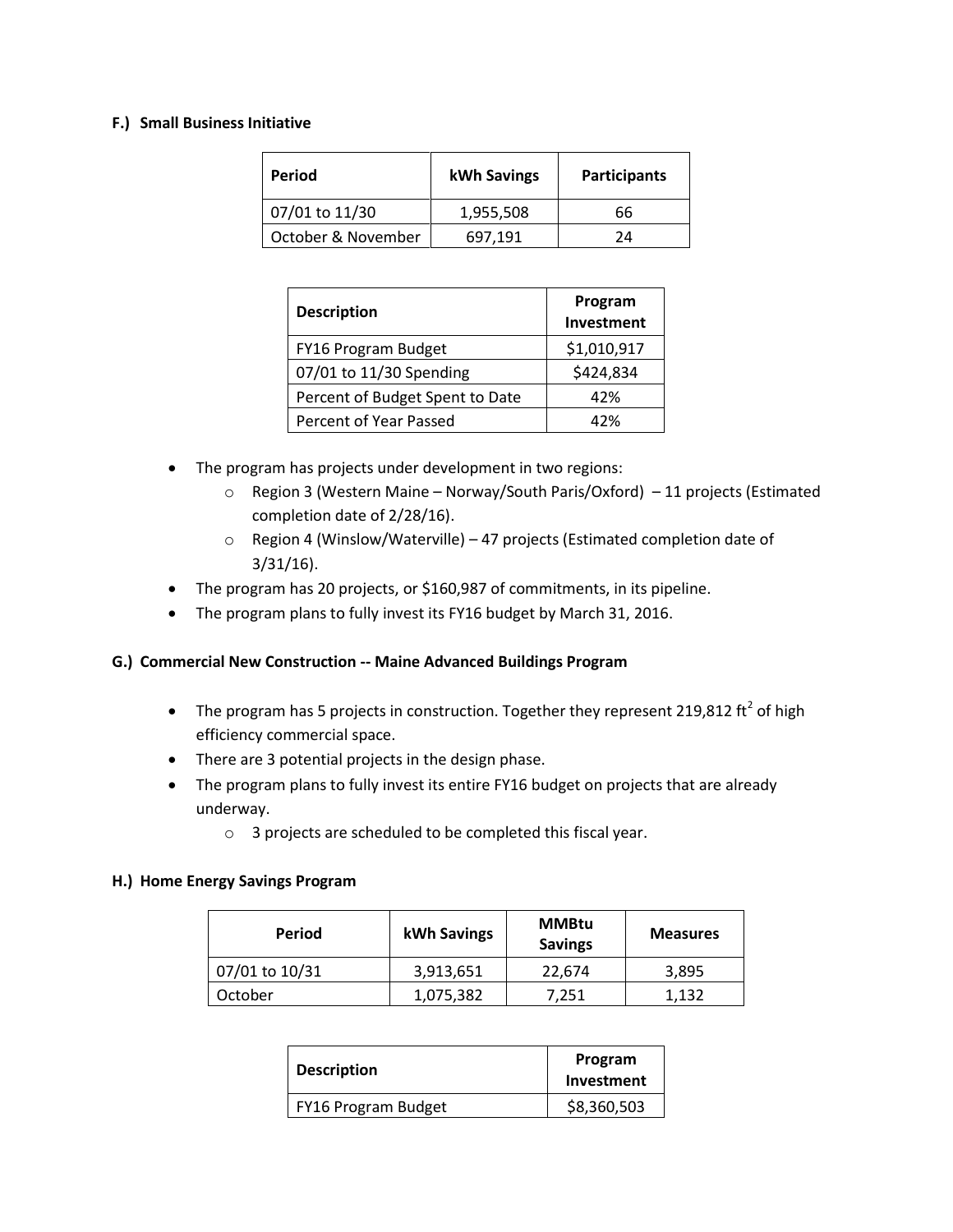### F.) Small Business Initiative

| Period | kWh Savings | Participants |
|---|---|---|
| 07/01 to 11/30 | 1,955,508 | 66 |
| October & November | 697,191 | 24 |

| Description | Program Investment |
|---|---|
| FY16 Program Budget | $1,010,917 |
| 07/01 to 11/30 Spending | $424,834 |
| Percent of Budget Spent to Date | 42% |
| Percent of Year Passed | 42% |

- The program has projects under development in two regions:
  - Region 3 (Western Maine – Norway/South Paris/Oxford) – 11 projects (Estimated completion date of 2/28/16).
  - Region 4 (Winslow/Waterville) – 47 projects (Estimated completion date of 3/31/16).
- The program has 20 projects, or $160,987 of commitments, in its pipeline.
- The program plans to fully invest its FY16 budget by March 31, 2016.

### G.) Commercial New Construction -- Maine Advanced Buildings Program

- The program has 5 projects in construction. Together they represent 219,812 $ft^2$ of high efficiency commercial space.
- There are 3 potential projects in the design phase.
- The program plans to fully invest its entire FY16 budget on projects that are already underway.
  - 3 projects are scheduled to be completed this fiscal year.

### H.) Home Energy Savings Program

| Period | kWh Savings | MMBtu Savings | Measures |
|---|---|---|---|
| 07/01 to 10/31 | 3,913,651 | 22,674 | 3,895 |
| October | 1,075,382 | 7,251 | 1,132 |

| Description | Program Investment |
|---|---|
| FY16 Program Budget | $8,360,503 |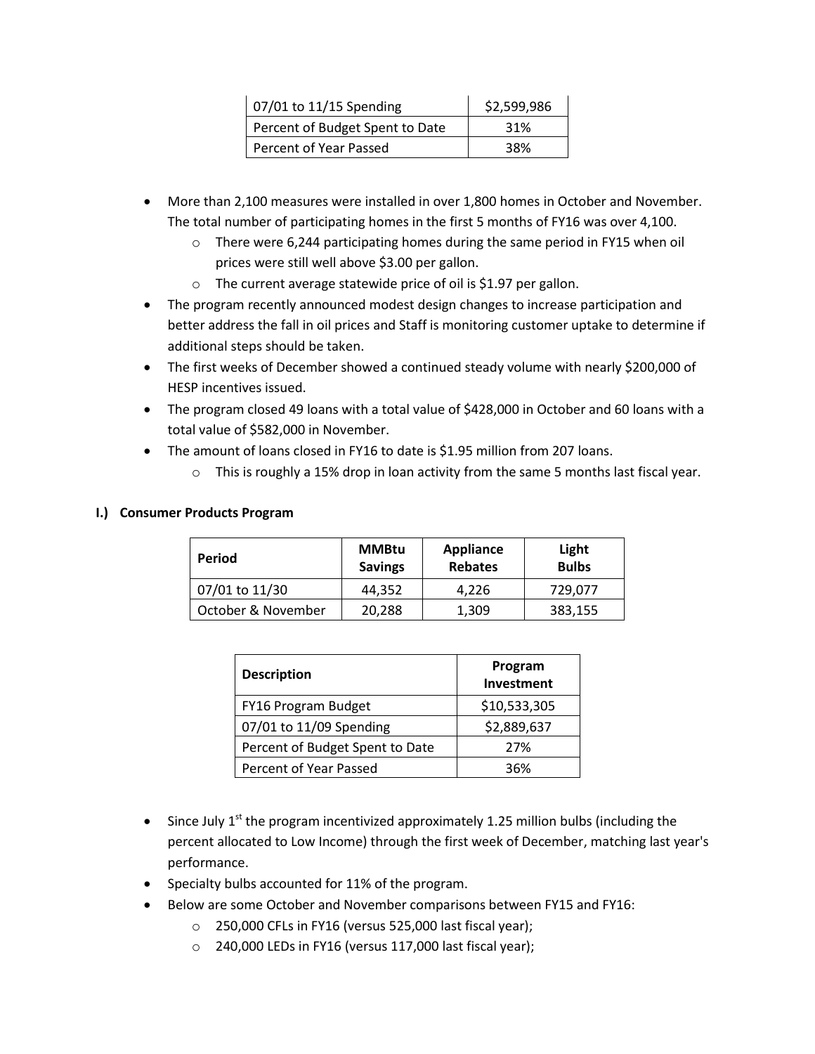| | |
|---|---|
| 07/01 to 11/15 Spending | $2,599,986 |
| Percent of Budget Spent to Date | 31% |
| Percent of Year Passed | 38% |

- More than 2,100 measures were installed in over 1,800 homes in October and November. The total number of participating homes in the first 5 months of FY16 was over 4,100.
  - There were 6,244 participating homes during the same period in FY15 when oil prices were still well above $3.00 per gallon.
  - The current average statewide price of oil is $1.97 per gallon.
- The program recently announced modest design changes to increase participation and better address the fall in oil prices and Staff is monitoring customer uptake to determine if additional steps should be taken.
- The first weeks of December showed a continued steady volume with nearly $200,000 of HESP incentives issued.
- The program closed 49 loans with a total value of $428,000 in October and 60 loans with a total value of $582,000 in November.
- The amount of loans closed in FY16 to date is $1.95 million from 207 loans.
  - This is roughly a 15% drop in loan activity from the same 5 months last fiscal year.

### I.) Consumer Products Program

| Period | MMBtu Savings | Appliance Rebates | Light Bulbs |
|---|---|---|---|
| 07/01 to 11/30 | 44,352 | 4,226 | 729,077 |
| October & November | 20,288 | 1,309 | 383,155 |

| Description | Program Investment |
|---|---|
| FY16 Program Budget | $10,533,305 |
| 07/01 to 11/09 Spending | $2,889,637 |
| Percent of Budget Spent to Date | 27% |
| Percent of Year Passed | 36% |

- Since July 1st the program incentivized approximately 1.25 million bulbs (including the percent allocated to Low Income) through the first week of December, matching last year's performance.
- Specialty bulbs accounted for 11% of the program.
- Below are some October and November comparisons between FY15 and FY16:
  - 250,000 CFLs in FY16 (versus 525,000 last fiscal year);
  - 240,000 LEDs in FY16 (versus 117,000 last fiscal year);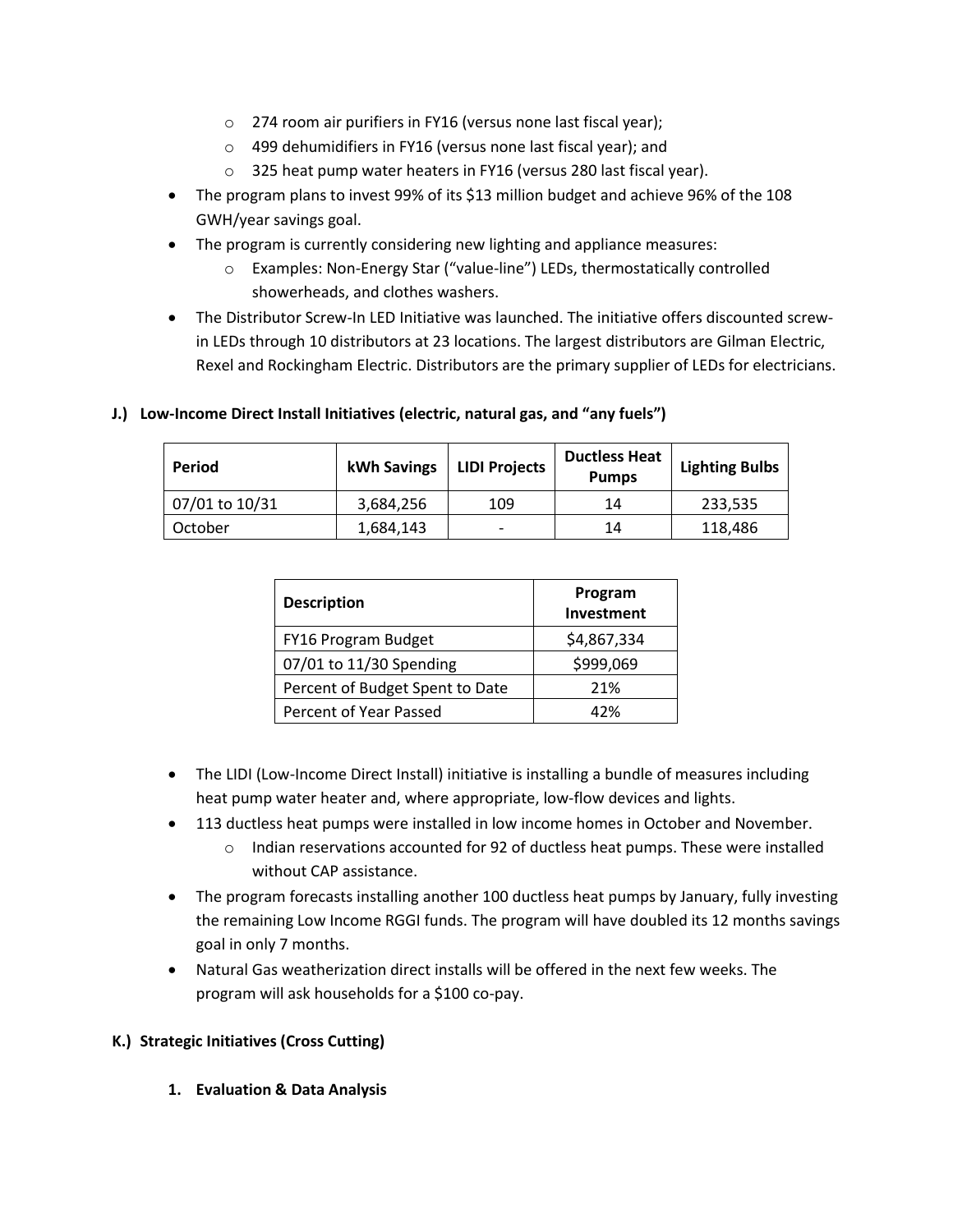- 274 room air purifiers in FY16 (versus none last fiscal year);
    - 499 dehumidifiers in FY16 (versus none last fiscal year); and
    - 325 heat pump water heaters in FY16 (versus 280 last fiscal year).
- The program plans to invest 99% of its $13 million budget and achieve 96% of the 108 GWH/year savings goal.
- The program is currently considering new lighting and appliance measures:
    - Examples: Non-Energy Star ("value-line") LEDs, thermostatically controlled showerheads, and clothes washers.
- The Distributor Screw-In LED Initiative was launched. The initiative offers discounted screw-in LEDs through 10 distributors at 23 locations. The largest distributors are Gilman Electric, Rexel and Rockingham Electric. Distributors are the primary supplier of LEDs for electricians.

**J.) Low-Income Direct Install Initiatives (electric, natural gas, and "any fuels")**

| Period | kWh Savings | LIDI Projects | Ductless Heat Pumps | Lighting Bulbs |
|---|---|---|---|---|
| 07/01 to 10/31 | 3,684,256 | 109 | 14 | 233,535 |
| October | 1,684,143 | - | 14 | 118,486 |

| Description | Program Investment |
|---|---|
| FY16 Program Budget | $4,867,334 |
| 07/01 to 11/30 Spending | $999,069 |
| Percent of Budget Spent to Date | 21% |
| Percent of Year Passed | 42% |

- The LIDI (Low-Income Direct Install) initiative is installing a bundle of measures including heat pump water heater and, where appropriate, low-flow devices and lights.
- 113 ductless heat pumps were installed in low income homes in October and November.
    - Indian reservations accounted for 92 of ductless heat pumps. These were installed without CAP assistance.
- The program forecasts installing another 100 ductless heat pumps by January, fully investing the remaining Low Income RGGI funds. The program will have doubled its 12 months savings goal in only 7 months.
- Natural Gas weatherization direct installs will be offered in the next few weeks. The program will ask households for a $100 co-pay.

**K.) Strategic Initiatives (Cross Cutting)**

**1. Evaluation & Data Analysis**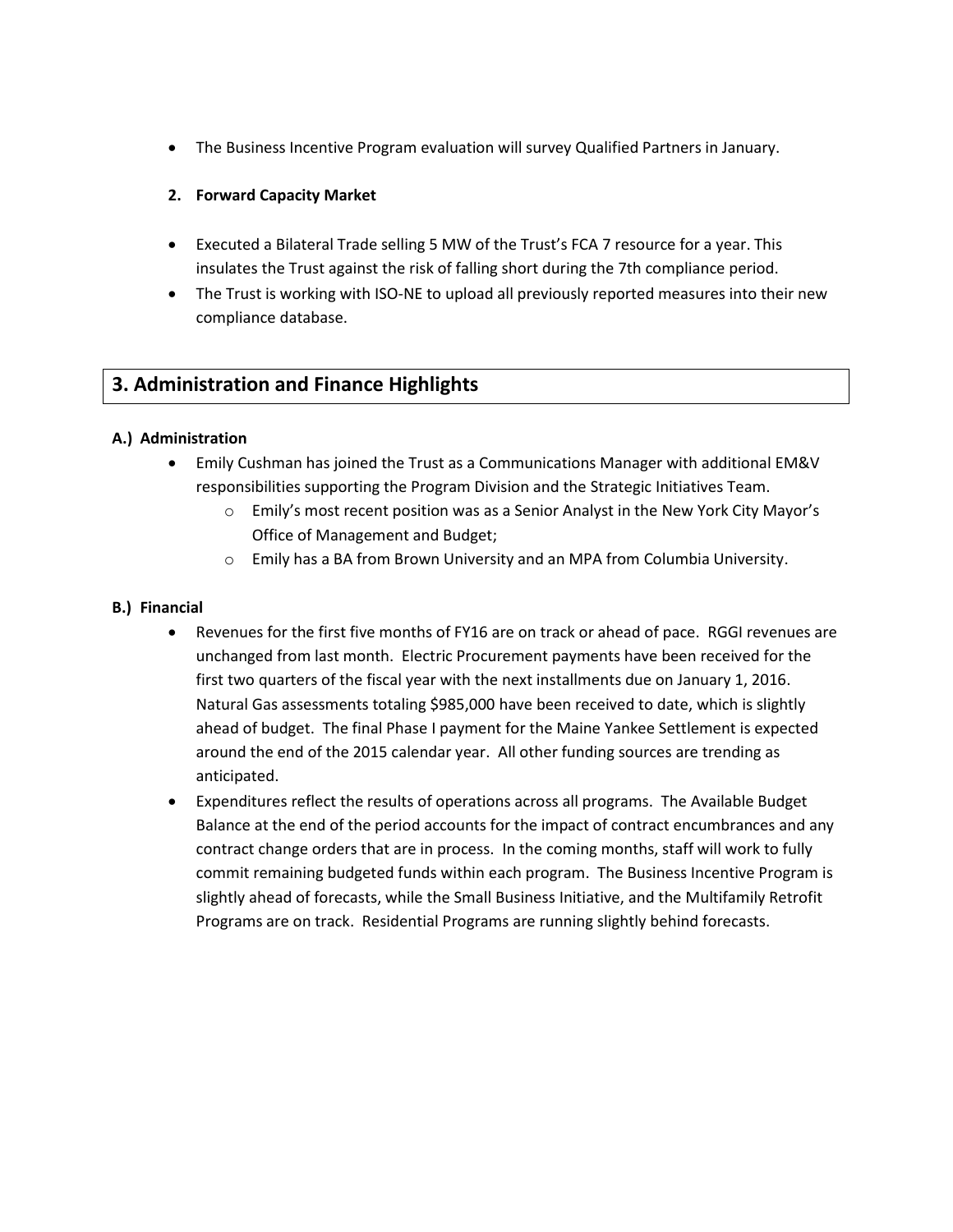- The Business Incentive Program evaluation will survey Qualified Partners in January.

**2. Forward Capacity Market**

- Executed a Bilateral Trade selling 5 MW of the Trust's FCA 7 resource for a year. This insulates the Trust against the risk of falling short during the 7th compliance period.
- The Trust is working with ISO-NE to upload all previously reported measures into their new compliance database.

## 3. Administration and Finance Highlights

### A.) Administration

- Emily Cushman has joined the Trust as a Communications Manager with additional EM&V responsibilities supporting the Program Division and the Strategic Initiatives Team.
  - Emily's most recent position was as a Senior Analyst in the New York City Mayor's Office of Management and Budget;
  - Emily has a BA from Brown University and an MPA from Columbia University.

### B.) Financial

- Revenues for the first five months of FY16 are on track or ahead of pace. RGGI revenues are unchanged from last month. Electric Procurement payments have been received for the first two quarters of the fiscal year with the next installments due on January 1, 2016. Natural Gas assessments totaling $985,000 have been received to date, which is slightly ahead of budget. The final Phase I payment for the Maine Yankee Settlement is expected around the end of the 2015 calendar year. All other funding sources are trending as anticipated.
- Expenditures reflect the results of operations across all programs. The Available Budget Balance at the end of the period accounts for the impact of contract encumbrances and any contract change orders that are in process. In the coming months, staff will work to fully commit remaining budgeted funds within each program. The Business Incentive Program is slightly ahead of forecasts, while the Small Business Initiative, and the Multifamily Retrofit Programs are on track. Residential Programs are running slightly behind forecasts.